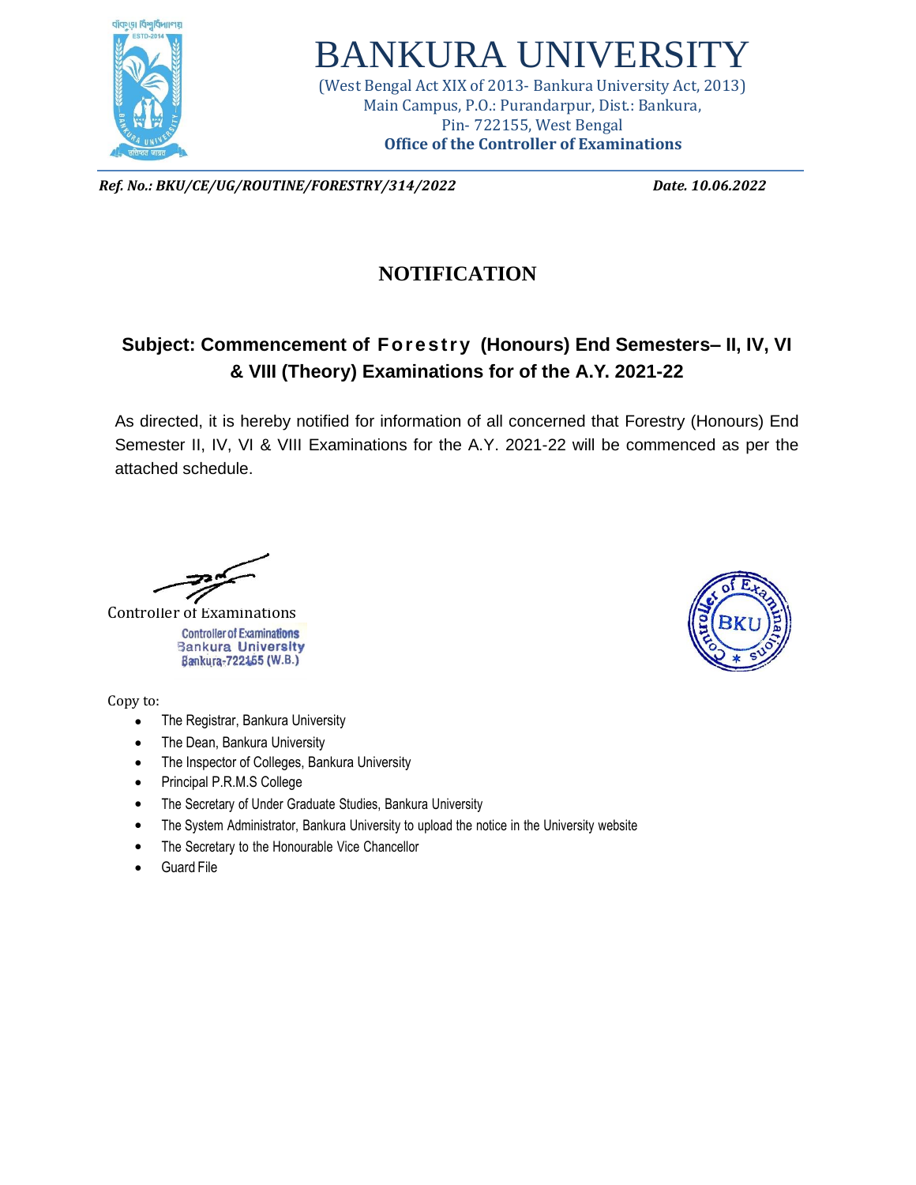# BANKURA UNIVERSITY

(West Bengal Act XIX of 2013- Bankura University Act, 2013)
Main Campus, P.O.: Purandarpur, Dist.: Bankura,
Pin- 722155, West Bengal
**Office of the Controller of Examinations**

***Ref. No.: BKU/CE/UG/ROUTINE/FORESTRY/314/2022*** ***Date. 10.06.2022***

## NOTIFICATION

### Subject: Commencement of Forestry (Honours) End Semesters– II, IV, VI & VIII (Theory) Examinations for of the A.Y. 2021-22

As directed, it is hereby notified for information of all concerned that Forestry (Honours) End Semester II, IV, VI & VIII Examinations for the A.Y. 2021-22 will be commenced as per the attached schedule.

Controller of Examinations

Controller of Examinations
Bankura University
Bankura-722155 (W.B.)

Copy to:

- The Registrar, Bankura University
- The Dean, Bankura University
- The Inspector of Colleges, Bankura University
- Principal P.R.M.S College
- The Secretary of Under Graduate Studies, Bankura University
- The System Administrator, Bankura University to upload the notice in the University website
- The Secretary to the Honourable Vice Chancellor
- Guard File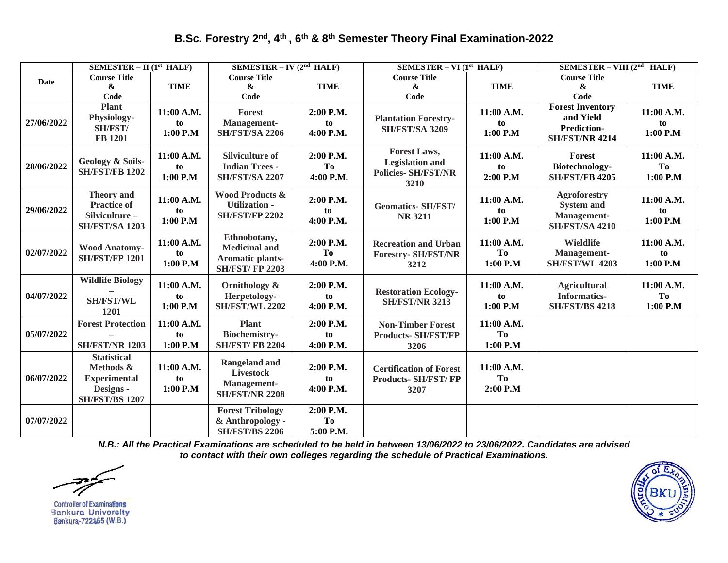## B.Sc. Forestry 2nd, 4th, 6th & 8th Semester Theory Final Examination-2022

| Date | SEMESTER – II (1st HALF) | | SEMESTER – IV (2nd HALF) | | SEMESTER – VI (1st HALF) | | SEMESTER – VIII (2nd HALF) | |
|---|---|---|---|---|---|---|---|---|
| | Course Title & Code | TIME | Course Title & Code | TIME | Course Title & Code | TIME | Course Title & Code | TIME |
| 27/06/2022 | Plant Physiology- SH/FST/ FB 1201 | 11:00 A.M. to 1:00 P.M | Forest Management- SH/FST/SA 2206 | 2:00 P.M. to 4:00 P.M. | Plantation Forestry- SH/FST/SA 3209 | 11:00 A.M. to 1:00 P.M | Forest Inventory and Yield Prediction- SH/FST/NR 4214 | 11:00 A.M. to 1:00 P.M |
| 28/06/2022 | Geology & Soils- SH/FST/FB 1202 | 11:00 A.M. to 1:00 P.M | Silviculture of Indian Trees - SH/FST/SA 2207 | 2:00 P.M. To 4:00 P.M. | Forest Laws, Legislation and Policies- SH/FST/NR 3210 | 11:00 A.M. to 2:00 P.M | Forest Biotechnology- SH/FST/FB 4205 | 11:00 A.M. To 1:00 P.M |
| 29/06/2022 | Theory and Practice of Silviculture – SH/FST/SA 1203 | 11:00 A.M. to 1:00 P.M | Wood Products & Utilization - SH/FST/FP 2202 | 2:00 P.M. to 4:00 P.M. | Geomatics- SH/FST/ NR 3211 | 11:00 A.M. to 1:00 P.M | Agroforestry System and Management- SH/FST/SA 4210 | 11:00 A.M. to 1:00 P.M |
| 02/07/2022 | Wood Anatomy- SH/FST/FP 1201 | 11:00 A.M. to 1:00 P.M | Ethnobotany, Medicinal and Aromatic plants- SH/FST/ FP 2203 | 2:00 P.M. To 4:00 P.M. | Recreation and Urban Forestry- SH/FST/NR 3212 | 11:00 A.M. To 1:00 P.M | Wieldlife Management- SH/FST/WL 4203 | 11:00 A.M. to 1:00 P.M |
| 04/07/2022 | Wildlife Biology – SH/FST/WL 1201 | 11:00 A.M. to 1:00 P.M | Ornithology & Herpetology- SH/FST/WL 2202 | 2:00 P.M. to 4:00 P.M. | Restoration Ecology- SH/FST/NR 3213 | 11:00 A.M. to 1:00 P.M | Agricultural Informatics- SH/FST/BS 4218 | 11:00 A.M. To 1:00 P.M |
| 05/07/2022 | Forest Protection – SH/FST/NR 1203 | 11:00 A.M. to 1:00 P.M | Plant Biochemistry- SH/FST/ FB 2204 | 2:00 P.M. to 4:00 P.M. | Non-Timber Forest Products- SH/FST/FP 3206 | 11:00 A.M. To 1:00 P.M | | |
| 06/07/2022 | Statistical Methods & Experimental Designs - SH/FST/BS 1207 | 11:00 A.M. to 1:00 P.M | Rangeland and Livestock Management- SH/FST/NR 2208 | 2:00 P.M. to 4:00 P.M. | Certification of Forest Products- SH/FST/ FP 3207 | 11:00 A.M. To 2:00 P.M | | |
| 07/07/2022 | | | Forest Tribology & Anthropology - SH/FST/BS 2206 | 2:00 P.M. To 5:00 P.M. | | | | |

***N.B.: All the Practical Examinations are scheduled to be held in between 13/06/2022 to 23/06/2022. Candidates are advised to contact with their own colleges regarding the schedule of Practical Examinations.***

Controller of Examinations
Bankura University
Bankura-722155 (W.B.)